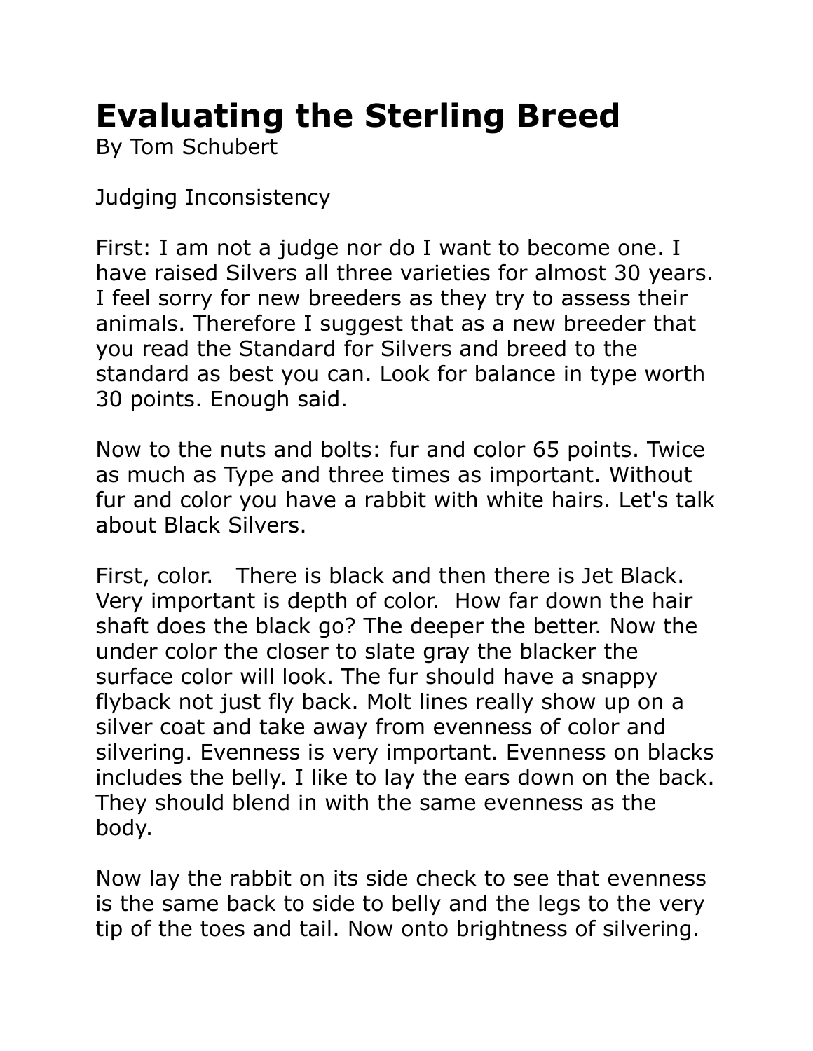# Evaluating the Sterling Breed

By Tom Schubert

Judging Inconsistency

First: I am not a judge nor do I want to become one. I have raised Silvers all three varieties for almost 30 years. I feel sorry for new breeders as they try to assess their animals. Therefore I suggest that as a new breeder that you read the Standard for Silvers and breed to the standard as best you can. Look for balance in type worth 30 points. Enough said.

Now to the nuts and bolts: fur and color 65 points. Twice as much as Type and three times as important. Without fur and color you have a rabbit with white hairs. Let's talk about Black Silvers.

First, color. There is black and then there is Jet Black. Very important is depth of color. How far down the hair shaft does the black go? The deeper the better. Now the under color the closer to slate gray the blacker the surface color will look. The fur should have a snappy flyback not just fly back. Molt lines really show up on a silver coat and take away from evenness of color and silvering. Evenness is very important. Evenness on blacks includes the belly. I like to lay the ears down on the back. They should blend in with the same evenness as the body.

Now lay the rabbit on its side check to see that evenness is the same back to side to belly and the legs to the very tip of the toes and tail. Now onto brightness of silvering.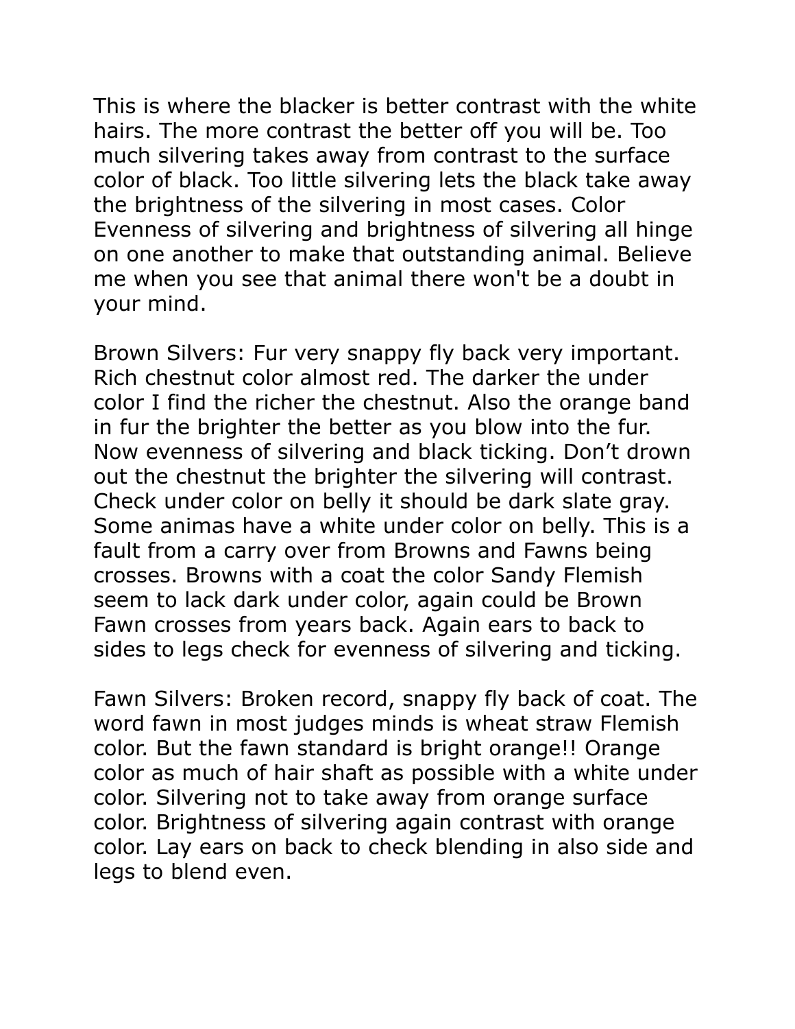This is where the blacker is better contrast with the white hairs. The more contrast the better off you will be. Too much silvering takes away from contrast to the surface color of black. Too little silvering lets the black take away the brightness of the silvering in most cases. Color Evenness of silvering and brightness of silvering all hinge on one another to make that outstanding animal. Believe me when you see that animal there won't be a doubt in your mind.

Brown Silvers: Fur very snappy fly back very important. Rich chestnut color almost red. The darker the under color I find the richer the chestnut. Also the orange band in fur the brighter the better as you blow into the fur. Now evenness of silvering and black ticking. Don't drown out the chestnut the brighter the silvering will contrast. Check under color on belly it should be dark slate gray. Some animas have a white under color on belly. This is a fault from a carry over from Browns and Fawns being crosses. Browns with a coat the color Sandy Flemish seem to lack dark under color, again could be Brown Fawn crosses from years back. Again ears to back to sides to legs check for evenness of silvering and ticking.

Fawn Silvers: Broken record, snappy fly back of coat. The word fawn in most judges minds is wheat straw Flemish color. But the fawn standard is bright orange!! Orange color as much of hair shaft as possible with a white under color. Silvering not to take away from orange surface color. Brightness of silvering again contrast with orange color. Lay ears on back to check blending in also side and legs to blend even.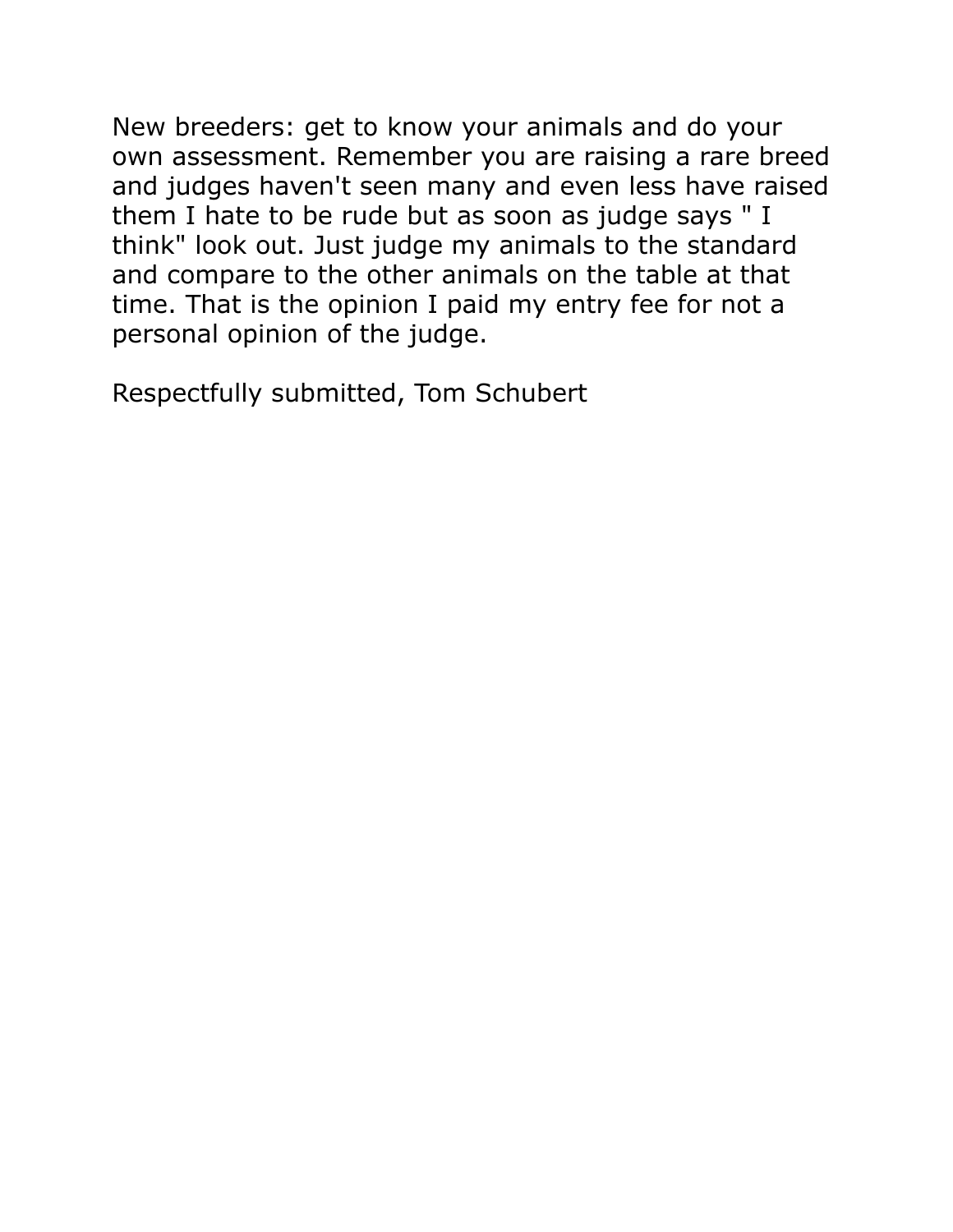New breeders: get to know your animals and do your own assessment. Remember you are raising a rare breed and judges haven't seen many and even less have raised them I hate to be rude but as soon as judge says " I think" look out. Just judge my animals to the standard and compare to the other animals on the table at that time. That is the opinion I paid my entry fee for not a personal opinion of the judge.

Respectfully submitted, Tom Schubert